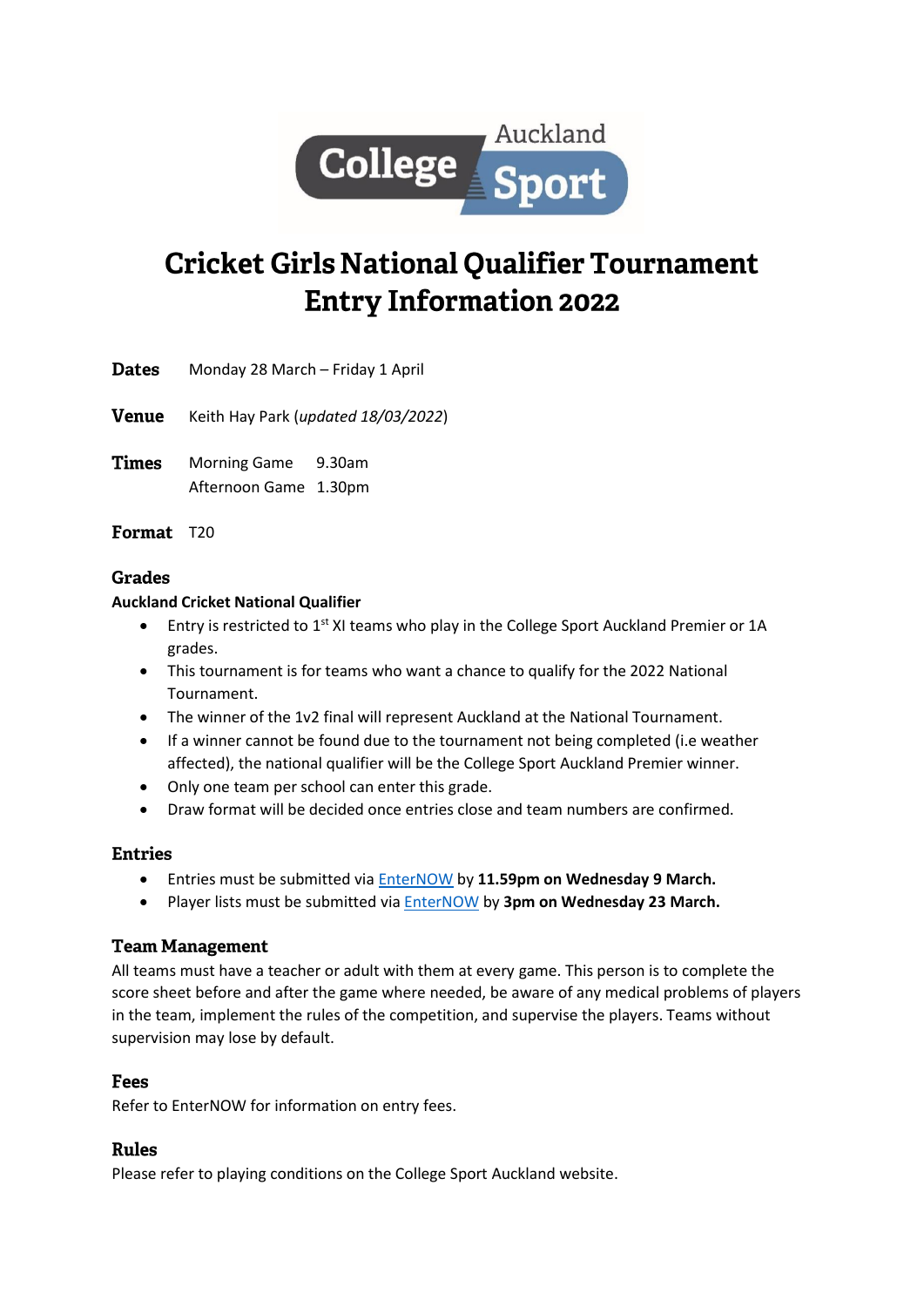# Cricket Girls National Qualifier Tournament Entry Information 2022

**Dates** Monday 28 March – Friday 1 April

**Venue** Keith Hay Park (*updated 18/03/2022*)

**Times** Morning Game 9.30am
Afternoon Game 1.30pm

**Format** T20

## Grades

**Auckland Cricket National Qualifier**

- Entry is restricted to 1st XI teams who play in the College Sport Auckland Premier or 1A grades.
- This tournament is for teams who want a chance to qualify for the 2022 National Tournament.
- The winner of the 1v2 final will represent Auckland at the National Tournament.
- If a winner cannot be found due to the tournament not being completed (i.e weather affected), the national qualifier will be the College Sport Auckland Premier winner.
- Only one team per school can enter this grade.
- Draw format will be decided once entries close and team numbers are confirmed.

## Entries

- Entries must be submitted via EnterNOW by **11.59pm on Wednesday 9 March.**
- Player lists must be submitted via EnterNOW by **3pm on Wednesday 23 March.**

## Team Management

All teams must have a teacher or adult with them at every game. This person is to complete the score sheet before and after the game where needed, be aware of any medical problems of players in the team, implement the rules of the competition, and supervise the players. Teams without supervision may lose by default.

## Fees

Refer to EnterNOW for information on entry fees.

## Rules

Please refer to playing conditions on the College Sport Auckland website.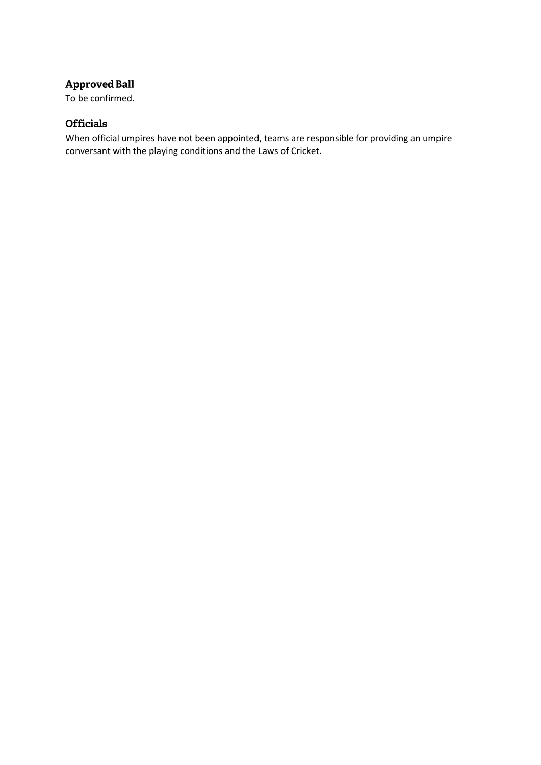## Approved Ball

To be confirmed.

## Officials

When official umpires have not been appointed, teams are responsible for providing an umpire conversant with the playing conditions and the Laws of Cricket.